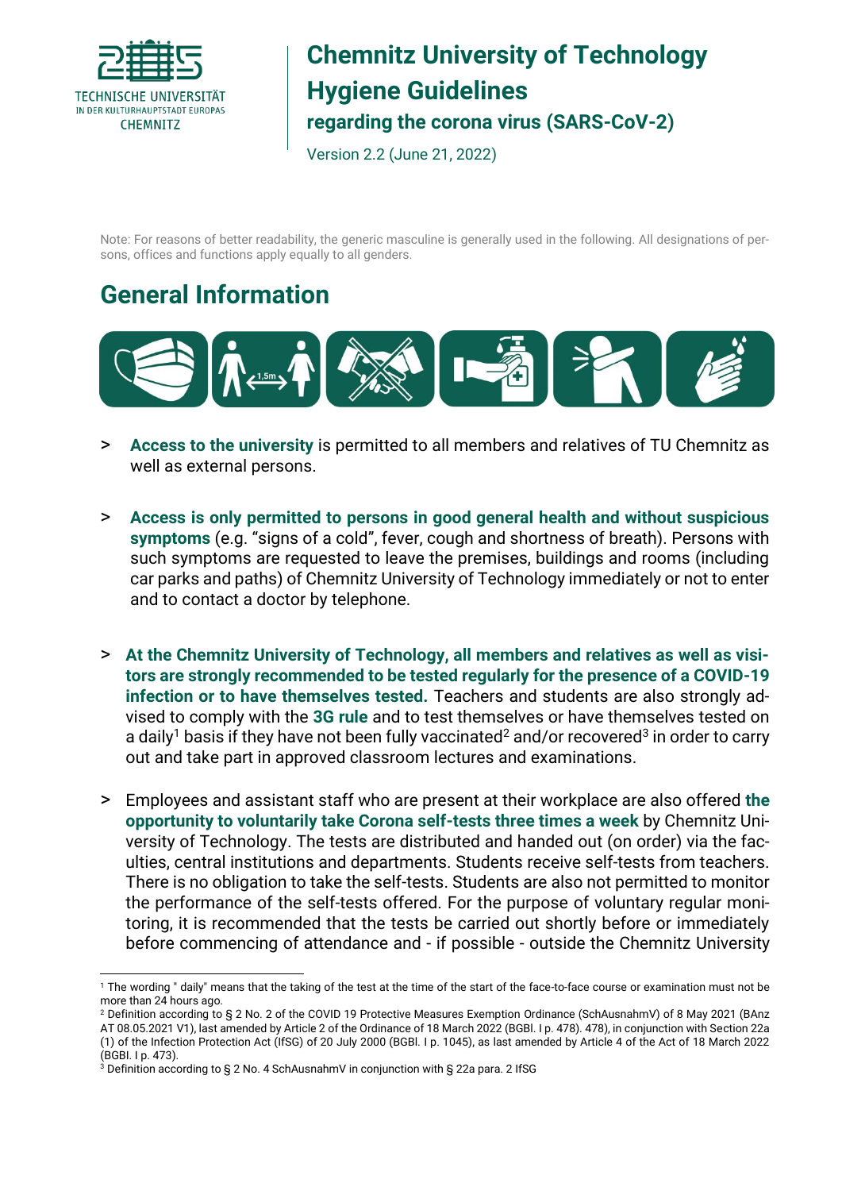TECHNISCHE UNIVERSITÄT
IN DER KULTURHAUPTSTADT EUROPAS
CHEMNITZ

# Chemnitz University of Technology Hygiene Guidelines

## regarding the corona virus (SARS-CoV-2)

Version 2.2 (June 21, 2022)

Note: For reasons of better readability, the generic masculine is generally used in the following. All designations of persons, offices and functions apply equally to all genders.

# General Information

> **Access to the university** is permitted to all members and relatives of TU Chemnitz as well as external persons.

> **Access is only permitted to persons in good general health and without suspicious symptoms** (e.g. "signs of a cold", fever, cough and shortness of breath). Persons with such symptoms are requested to leave the premises, buildings and rooms (including car parks and paths) of Chemnitz University of Technology immediately or not to enter and to contact a doctor by telephone.

> **At the Chemnitz University of Technology, all members and relatives as well as visitors are strongly recommended to be tested regularly for the presence of a COVID-19 infection or to have themselves tested.** Teachers and students are also strongly advised to comply with the **3G rule** and to test themselves or have themselves tested on a daily[1] basis if they have not been fully vaccinated[2] and/or recovered[3] in order to carry out and take part in approved classroom lectures and examinations.

> Employees and assistant staff who are present at their workplace are also offered **the opportunity to voluntarily take Corona self-tests three times a week** by Chemnitz University of Technology. The tests are distributed and handed out (on order) via the faculties, central institutions and departments. Students receive self-tests from teachers. There is no obligation to take the self-tests. Students are also not permitted to monitor the performance of the self-tests offered. For the purpose of voluntary regular monitoring, it is recommended that the tests be carried out shortly before or immediately before commencing of attendance and - if possible - outside the Chemnitz University

[1] The wording " daily" means that the taking of the test at the time of the start of the face-to-face course or examination must not be more than 24 hours ago.

[2] Definition according to § 2 No. 2 of the COVID 19 Protective Measures Exemption Ordinance (SchAusnahmV) of 8 May 2021 (BAnz AT 08.05.2021 V1), last amended by Article 2 of the Ordinance of 18 March 2022 (BGBl. I p. 478). 478), in conjunction with Section 22a (1) of the Infection Protection Act (IfSG) of 20 July 2000 (BGBl. I p. 1045), as last amended by Article 4 of the Act of 18 March 2022 (BGBl. I p. 473).

[3] Definition according to § 2 No. 4 SchAusnahmV in conjunction with § 22a para. 2 IfSG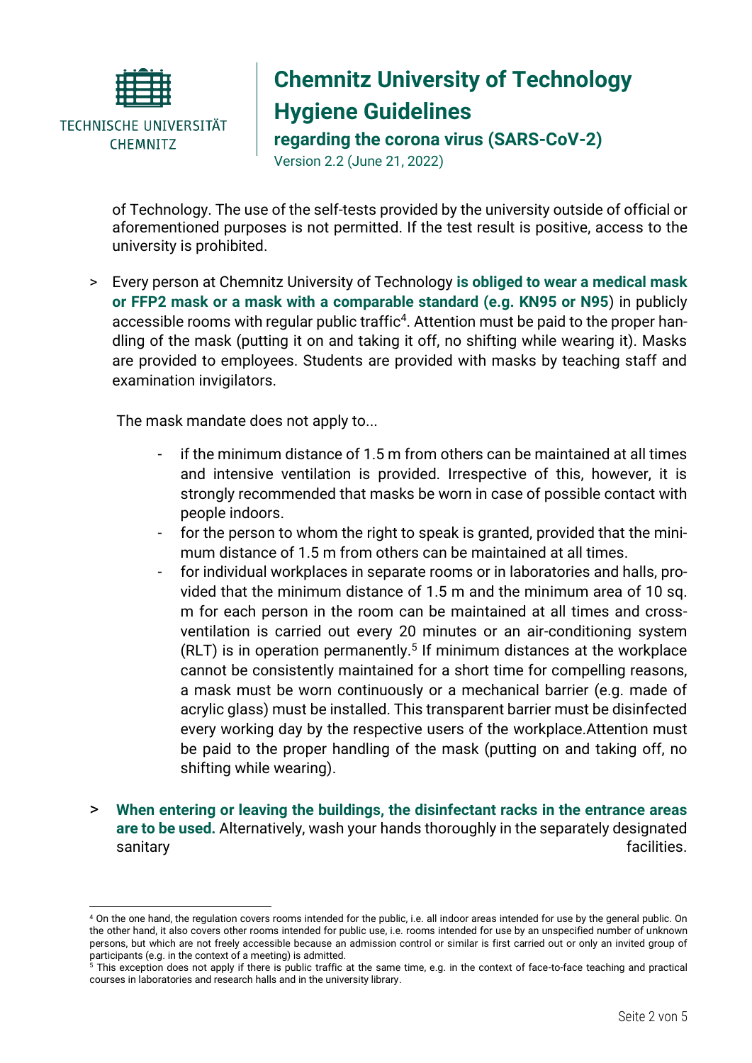of Technology. The use of the self-tests provided by the university outside of official or aforementioned purposes is not permitted. If the test result is positive, access to the university is prohibited.

> Every person at Chemnitz University of Technology **is obliged to wear a medical mask or FFP2 mask or a mask with a comparable standard (e.g. KN95 or N95**) in publicly accessible rooms with regular public traffic[4]. Attention must be paid to the proper handling of the mask (putting it on and taking it off, no shifting while wearing it). Masks are provided to employees. Students are provided with masks by teaching staff and examination invigilators.

The mask mandate does not apply to...

- if the minimum distance of 1.5 m from others can be maintained at all times and intensive ventilation is provided. Irrespective of this, however, it is strongly recommended that masks be worn in case of possible contact with people indoors.
- for the person to whom the right to speak is granted, provided that the minimum distance of 1.5 m from others can be maintained at all times.
- for individual workplaces in separate rooms or in laboratories and halls, provided that the minimum distance of 1.5 m and the minimum area of 10 sq. m for each person in the room can be maintained at all times and cross-ventilation is carried out every 20 minutes or an air-conditioning system (RLT) is in operation permanently.[5] If minimum distances at the workplace cannot be consistently maintained for a short time for compelling reasons, a mask must be worn continuously or a mechanical barrier (e.g. made of acrylic glass) must be installed. This transparent barrier must be disinfected every working day by the respective users of the workplace.Attention must be paid to the proper handling of the mask (putting on and taking off, no shifting while wearing).

> **When entering or leaving the buildings, the disinfectant racks in the entrance areas are to be used.** Alternatively, wash your hands thoroughly in the separately designated sanitary facilities.

[4] On the one hand, the regulation covers rooms intended for the public, i.e. all indoor areas intended for use by the general public. On the other hand, it also covers other rooms intended for public use, i.e. rooms intended for use by an unspecified number of unknown persons, but which are not freely accessible because an admission control or similar is first carried out or only an invited group of participants (e.g. in the context of a meeting) is admitted.

[5] This exception does not apply if there is public traffic at the same time, e.g. in the context of face-to-face teaching and practical courses in laboratories and research halls and in the university library.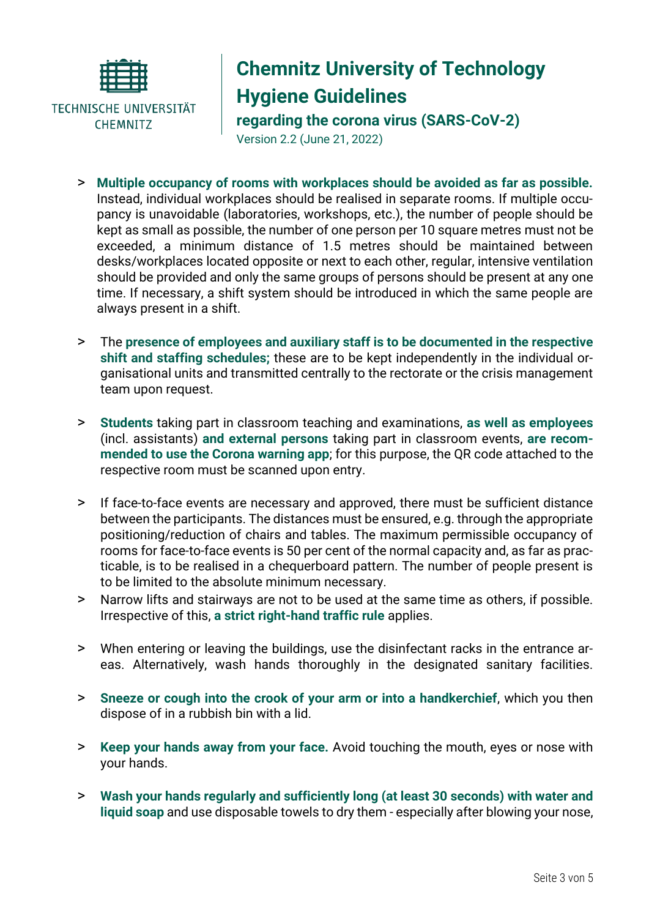# Chemnitz University of Technology Hygiene Guidelines

**regarding the corona virus (SARS-CoV-2)**

Version 2.2 (June 21, 2022)

- **Multiple occupancy of rooms with workplaces should be avoided as far as possible.** Instead, individual workplaces should be realised in separate rooms. If multiple occupancy is unavoidable (laboratories, workshops, etc.), the number of people should be kept as small as possible, the number of one person per 10 square metres must not be exceeded, a minimum distance of 1.5 metres should be maintained between desks/workplaces located opposite or next to each other, regular, intensive ventilation should be provided and only the same groups of persons should be present at any one time. If necessary, a shift system should be introduced in which the same people are always present in a shift.

- The **presence of employees and auxiliary staff is to be documented in the respective shift and staffing schedules;** these are to be kept independently in the individual organisational units and transmitted centrally to the rectorate or the crisis management team upon request.

- **Students** taking part in classroom teaching and examinations, **as well as employees** (incl. assistants) **and external persons** taking part in classroom events, **are recommended to use the Corona warning app**; for this purpose, the QR code attached to the respective room must be scanned upon entry.

- If face-to-face events are necessary and approved, there must be sufficient distance between the participants. The distances must be ensured, e.g. through the appropriate positioning/reduction of chairs and tables. The maximum permissible occupancy of rooms for face-to-face events is 50 per cent of the normal capacity and, as far as practicable, is to be realised in a chequerboard pattern. The number of people present is to be limited to the absolute minimum necessary.
- Narrow lifts and stairways are not to be used at the same time as others, if possible. Irrespective of this, **a strict right-hand traffic rule** applies.

- When entering or leaving the buildings, use the disinfectant racks in the entrance areas. Alternatively, wash hands thoroughly in the designated sanitary facilities.

- **Sneeze or cough into the crook of your arm or into a handkerchief**, which you then dispose of in a rubbish bin with a lid.

- **Keep your hands away from your face.** Avoid touching the mouth, eyes or nose with your hands.

- **Wash your hands regularly and sufficiently long (at least 30 seconds) with water and liquid soap** and use disposable towels to dry them - especially after blowing your nose,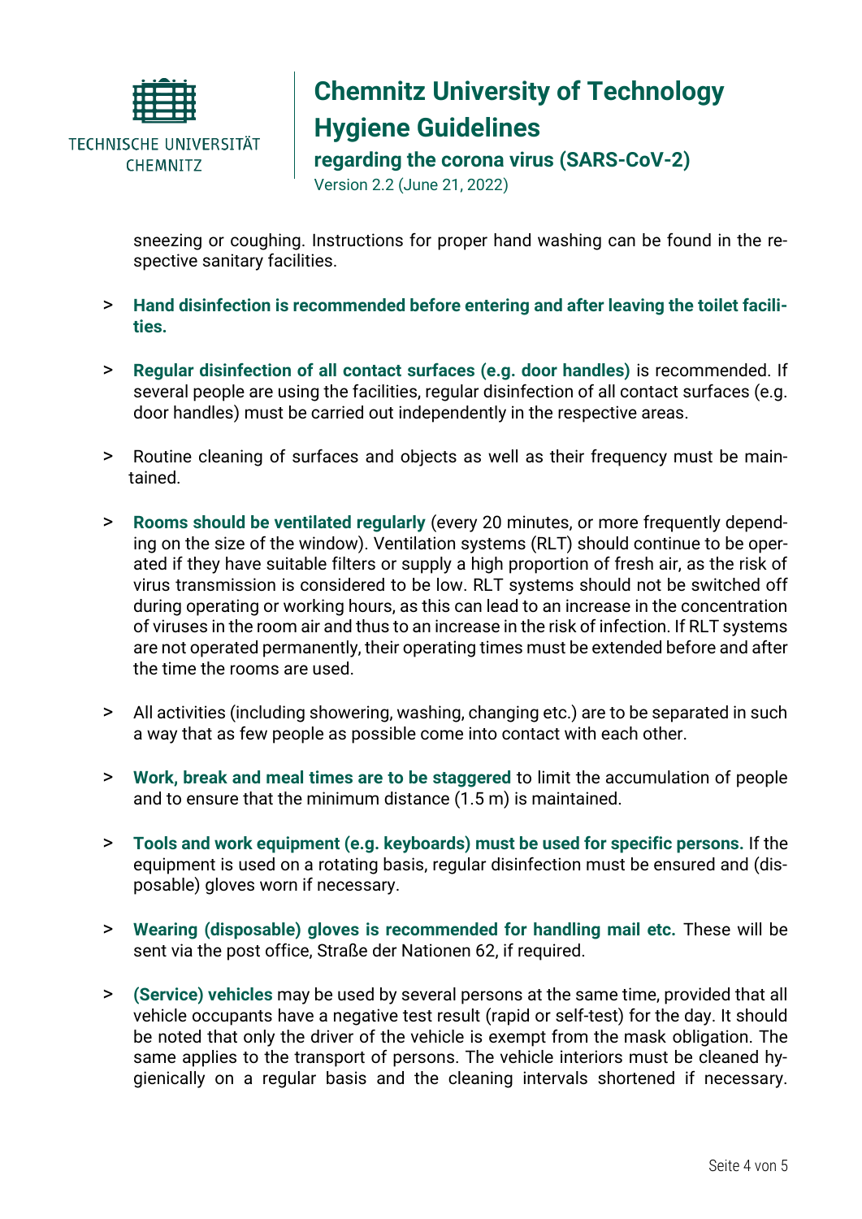sneezing or coughing. Instructions for proper hand washing can be found in the respective sanitary facilities.

- **Hand disinfection is recommended before entering and after leaving the toilet facilities.**

- **Regular disinfection of all contact surfaces (e.g. door handles)** is recommended. If several people are using the facilities, regular disinfection of all contact surfaces (e.g. door handles) must be carried out independently in the respective areas.

- Routine cleaning of surfaces and objects as well as their frequency must be maintained.

- **Rooms should be ventilated regularly** (every 20 minutes, or more frequently depending on the size of the window). Ventilation systems (RLT) should continue to be operated if they have suitable filters or supply a high proportion of fresh air, as the risk of virus transmission is considered to be low. RLT systems should not be switched off during operating or working hours, as this can lead to an increase in the concentration of viruses in the room air and thus to an increase in the risk of infection. If RLT systems are not operated permanently, their operating times must be extended before and after the time the rooms are used.

- All activities (including showering, washing, changing etc.) are to be separated in such a way that as few people as possible come into contact with each other.

- **Work, break and meal times are to be staggered** to limit the accumulation of people and to ensure that the minimum distance (1.5 m) is maintained.

- **Tools and work equipment (e.g. keyboards) must be used for specific persons.** If the equipment is used on a rotating basis, regular disinfection must be ensured and (disposable) gloves worn if necessary.

- **Wearing (disposable) gloves is recommended for handling mail etc.** These will be sent via the post office, Straße der Nationen 62, if required.

- **(Service) vehicles** may be used by several persons at the same time, provided that all vehicle occupants have a negative test result (rapid or self-test) for the day. It should be noted that only the driver of the vehicle is exempt from the mask obligation. The same applies to the transport of persons. The vehicle interiors must be cleaned hygienically on a regular basis and the cleaning intervals shortened if necessary.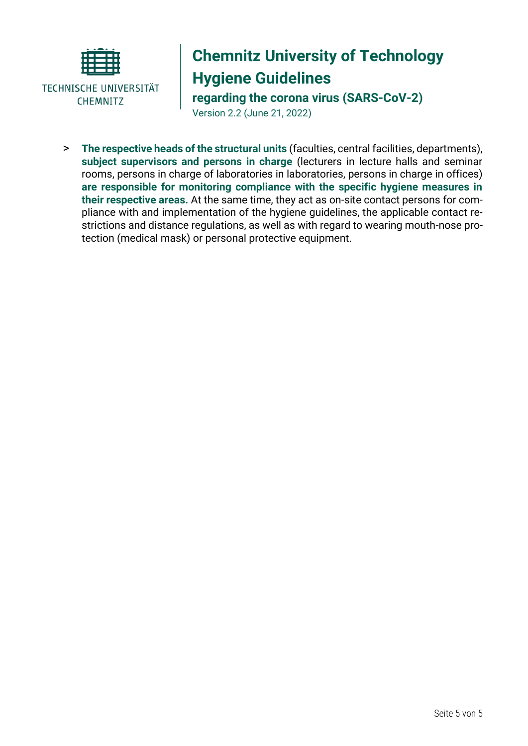- **The respective heads of the structural units** (faculties, central facilities, departments), **subject supervisors and persons in charge** (lecturers in lecture halls and seminar rooms, persons in charge of laboratories in laboratories, persons in charge in offices) **are responsible for monitoring compliance with the specific hygiene measures in their respective areas.** At the same time, they act as on-site contact persons for compliance with and implementation of the hygiene guidelines, the applicable contact restrictions and distance regulations, as well as with regard to wearing mouth-nose protection (medical mask) or personal protective equipment.